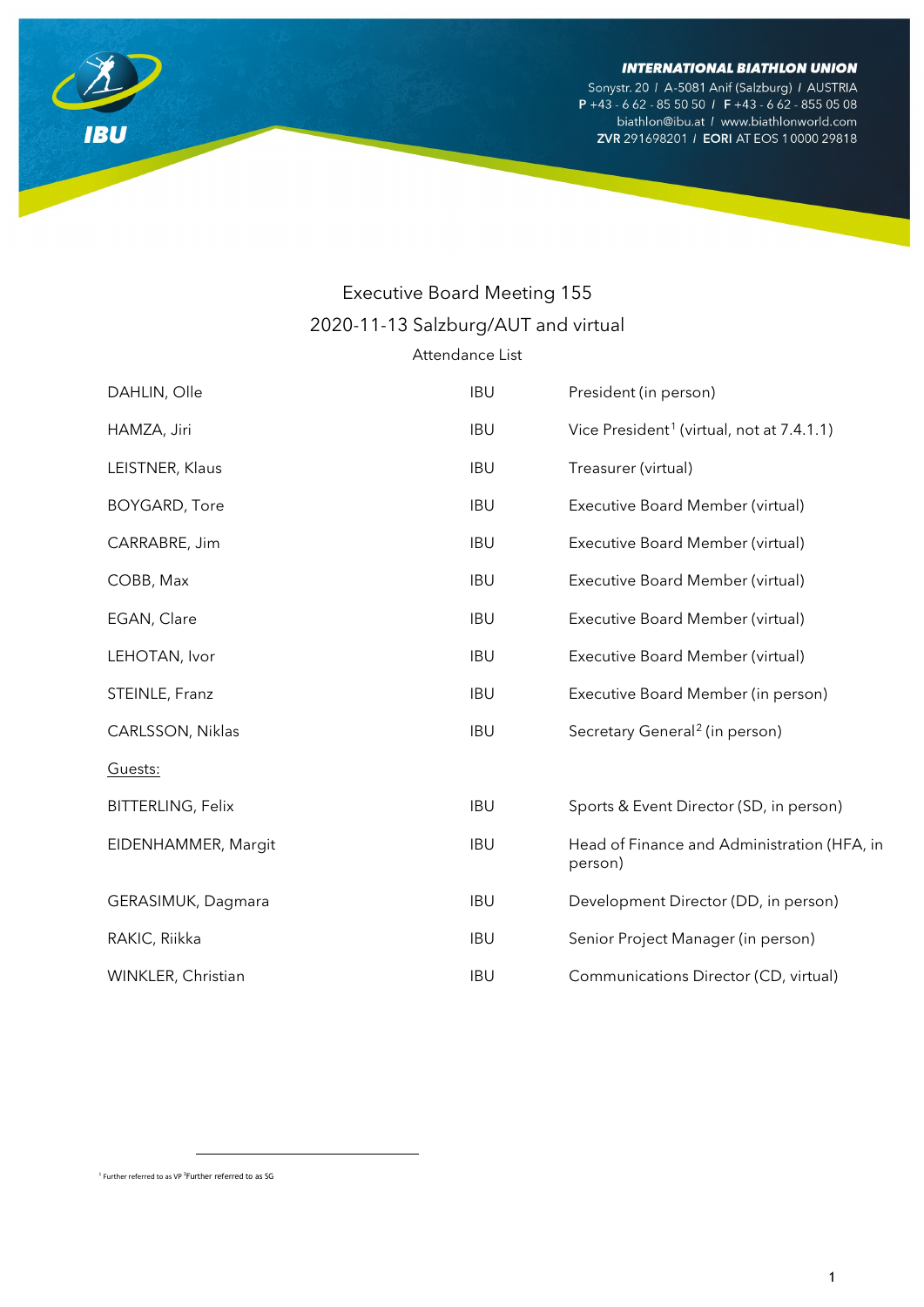INTERNATIONAL BIATHLON UNION
Sonystr. 20 / A-5081 Anif (Salzburg) / AUSTRIA
P +43 - 6 62 - 85 50 50 / F +43 - 6 62 - 855 05 08
biathlon@ibu.at / www.biathlonworld.com
ZVR 291698201 / EORI AT EOS 1 0000 29818

# Executive Board Meeting 155

## 2020-11-13 Salzburg/AUT and virtual

Attendance List

| | | |
|---|---|---|
| DAHLIN, Olle | IBU | President (in person) |
| HAMZA, Jiri | IBU | Vice President[1] (virtual, not at 7.4.1.1) |
| LEISTNER, Klaus | IBU | Treasurer (virtual) |
| BOYGARD, Tore | IBU | Executive Board Member (virtual) |
| CARRABRE, Jim | IBU | Executive Board Member (virtual) |
| COBB, Max | IBU | Executive Board Member (virtual) |
| EGAN, Clare | IBU | Executive Board Member (virtual) |
| LEHOTAN, Ivor | IBU | Executive Board Member (virtual) |
| STEINLE, Franz | IBU | Executive Board Member (in person) |
| CARLSSON, Niklas | IBU | Secretary General[2] (in person) |
| Guests: | | |
| BITTERLING, Felix | IBU | Sports & Event Director (SD, in person) |
| EIDENHAMMER, Margit | IBU | Head of Finance and Administration (HFA, in person) |
| GERASIMUK, Dagmara | IBU | Development Director (DD, in person) |
| RAKIC, Riikka | IBU | Senior Project Manager (in person) |
| WINKLER, Christian | IBU | Communications Director (CD, virtual) |

[1] Further referred to as VP [2] Further referred to as SG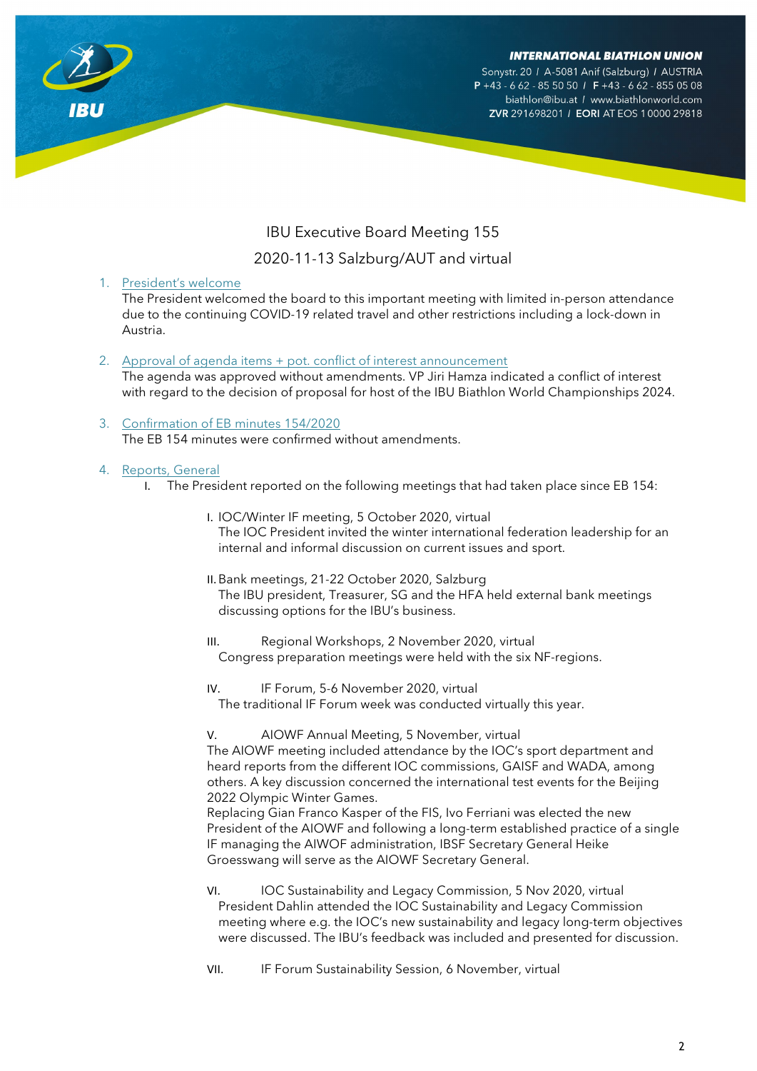IBU Executive Board Meeting 155

2020-11-13 Salzburg/AUT and virtual

1. President's welcome

   The President welcomed the board to this important meeting with limited in-person attendance due to the continuing COVID-19 related travel and other restrictions including a lock-down in Austria.

2. Approval of agenda items + pot. conflict of interest announcement

   The agenda was approved without amendments. VP Jiri Hamza indicated a conflict of interest with regard to the decision of proposal for host of the IBU Biathlon World Championships 2024.

3. Confirmation of EB minutes 154/2020

   The EB 154 minutes were confirmed without amendments.

4. Reports, General

   I. The President reported on the following meetings that had taken place since EB 154:

      I. IOC/Winter IF meeting, 5 October 2020, virtual
      The IOC President invited the winter international federation leadership for an internal and informal discussion on current issues and sport.

      II. Bank meetings, 21-22 October 2020, Salzburg
      The IBU president, Treasurer, SG and the HFA held external bank meetings discussing options for the IBU's business.

      III. Regional Workshops, 2 November 2020, virtual
      Congress preparation meetings were held with the six NF-regions.

      IV. IF Forum, 5-6 November 2020, virtual
      The traditional IF Forum week was conducted virtually this year.

      V. AIOWF Annual Meeting, 5 November, virtual
      The AIOWF meeting included attendance by the IOC's sport department and heard reports from the different IOC commissions, GAISF and WADA, among others. A key discussion concerned the international test events for the Beijing 2022 Olympic Winter Games.
      Replacing Gian Franco Kasper of the FIS, Ivo Ferriani was elected the new President of the AIOWF and following a long-term established practice of a single IF managing the AIWOF administration, IBSF Secretary General Heike Groesswang will serve as the AIOWF Secretary General.

      VI. IOC Sustainability and Legacy Commission, 5 Nov 2020, virtual
      President Dahlin attended the IOC Sustainability and Legacy Commission meeting where e.g. the IOC's new sustainability and legacy long-term objectives were discussed. The IBU's feedback was included and presented for discussion.

      VII. IF Forum Sustainability Session, 6 November, virtual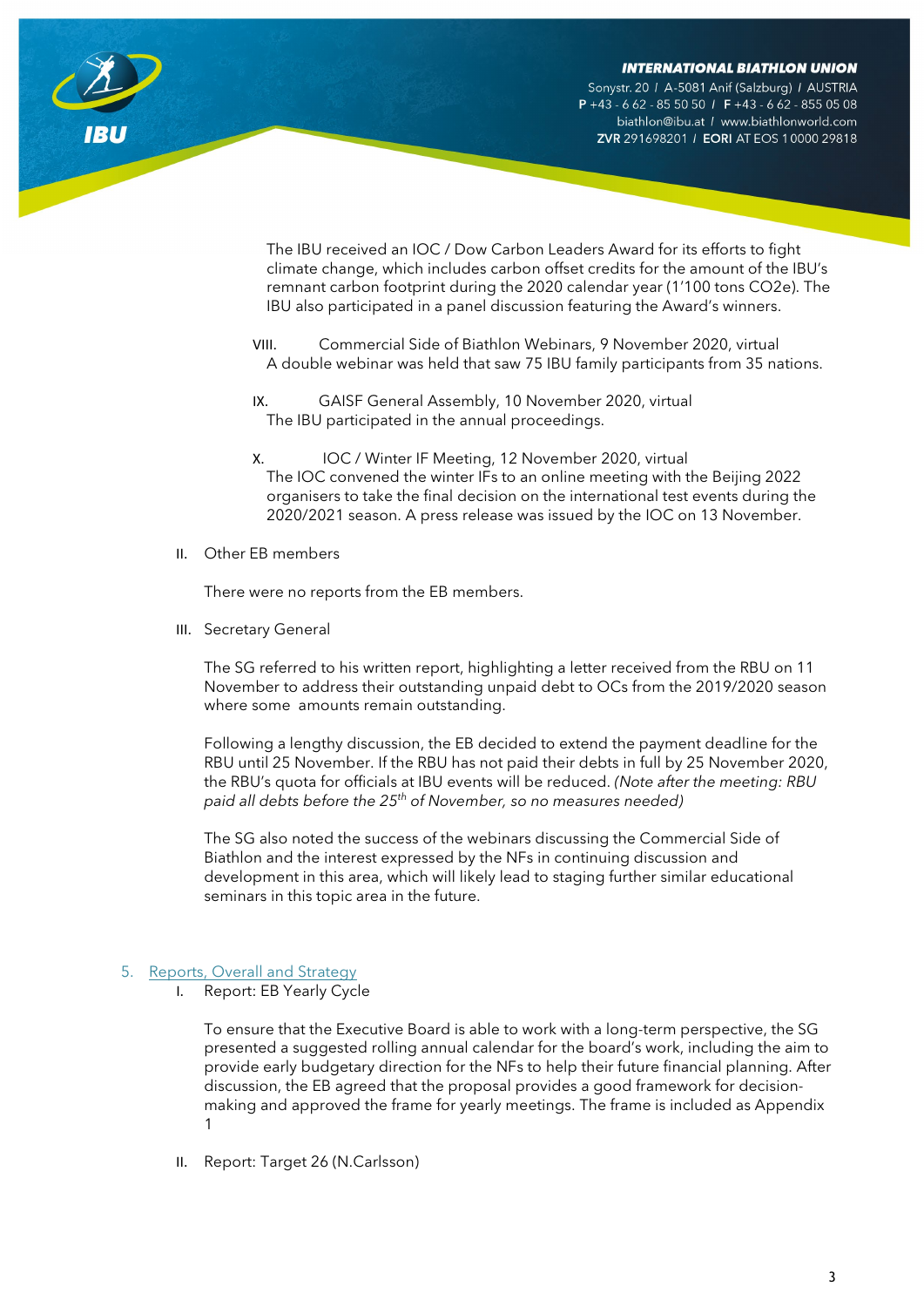The IBU received an IOC / Dow Carbon Leaders Award for its efforts to fight climate change, which includes carbon offset credits for the amount of the IBU's remnant carbon footprint during the 2020 calendar year (1'100 tons $CO_2$e). The IBU also participated in a panel discussion featuring the Award's winners.

VIII. Commercial Side of Biathlon Webinars, 9 November 2020, virtual
A double webinar was held that saw 75 IBU family participants from 35 nations.

IX. GAISF General Assembly, 10 November 2020, virtual
The IBU participated in the annual proceedings.

X. IOC / Winter IF Meeting, 12 November 2020, virtual
The IOC convened the winter IFs to an online meeting with the Beijing 2022 organisers to take the final decision on the international test events during the 2020/2021 season. A press release was issued by the IOC on 13 November.

II. Other EB members

There were no reports from the EB members.

III. Secretary General

The SG referred to his written report, highlighting a letter received from the RBU on 11 November to address their outstanding unpaid debt to OCs from the 2019/2020 season where some amounts remain outstanding.

Following a lengthy discussion, the EB decided to extend the payment deadline for the RBU until 25 November. If the RBU has not paid their debts in full by 25 November 2020, the RBU's quota for officials at IBU events will be reduced. *(Note after the meeting: RBU paid all debts before the 25th of November, so no measures needed)*

The SG also noted the success of the webinars discussing the Commercial Side of Biathlon and the interest expressed by the NFs in continuing discussion and development in this area, which will likely lead to staging further similar educational seminars in this topic area in the future.

## 5. Reports, Overall and Strategy

I. Report: EB Yearly Cycle

To ensure that the Executive Board is able to work with a long-term perspective, the SG presented a suggested rolling annual calendar for the board's work, including the aim to provide early budgetary direction for the NFs to help their future financial planning. After discussion, the EB agreed that the proposal provides a good framework for decision-making and approved the frame for yearly meetings. The frame is included as Appendix 1

II. Report: Target 26 (N.Carlsson)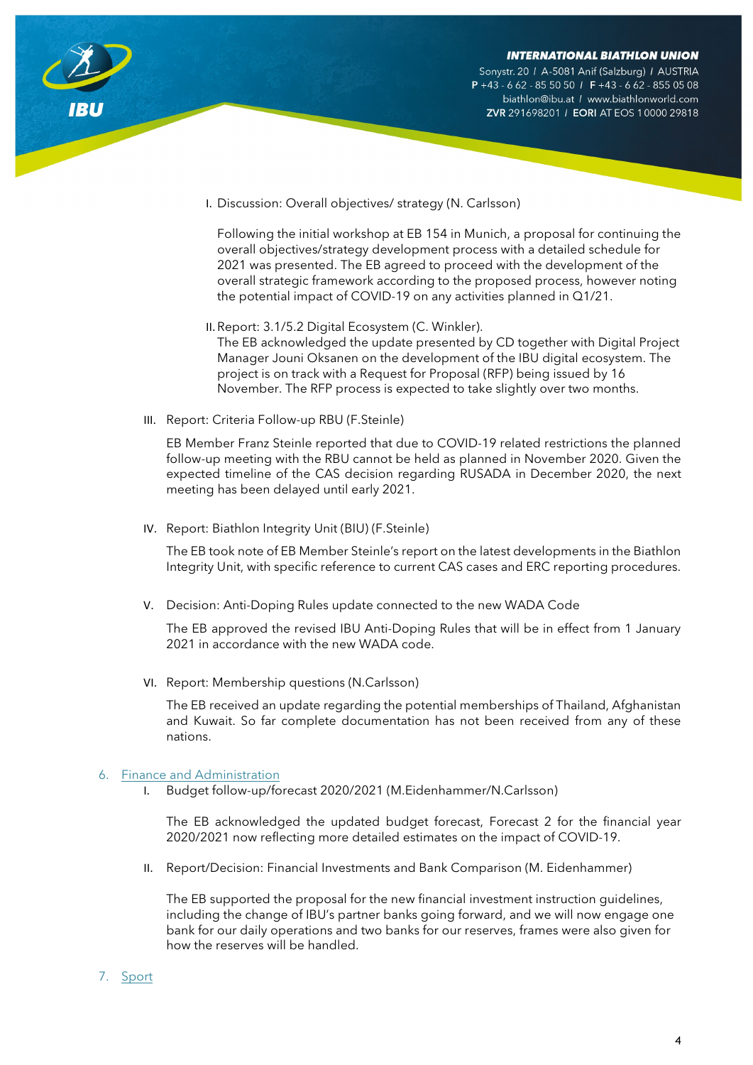I. Discussion: Overall objectives/ strategy (N. Carlsson)

Following the initial workshop at EB 154 in Munich, a proposal for continuing the overall objectives/strategy development process with a detailed schedule for 2021 was presented. The EB agreed to proceed with the development of the overall strategic framework according to the proposed process, however noting the potential impact of COVID-19 on any activities planned in Q1/21.

II. Report: 3.1/5.2 Digital Ecosystem (C. Winkler).
The EB acknowledged the update presented by CD together with Digital Project Manager Jouni Oksanen on the development of the IBU digital ecosystem. The project is on track with a Request for Proposal (RFP) being issued by 16 November. The RFP process is expected to take slightly over two months.

III. Report: Criteria Follow-up RBU (F.Steinle)

EB Member Franz Steinle reported that due to COVID-19 related restrictions the planned follow-up meeting with the RBU cannot be held as planned in November 2020. Given the expected timeline of the CAS decision regarding RUSADA in December 2020, the next meeting has been delayed until early 2021.

IV. Report: Biathlon Integrity Unit (BIU) (F.Steinle)

The EB took note of EB Member Steinle's report on the latest developments in the Biathlon Integrity Unit, with specific reference to current CAS cases and ERC reporting procedures.

V. Decision: Anti-Doping Rules update connected to the new WADA Code

The EB approved the revised IBU Anti-Doping Rules that will be in effect from 1 January 2021 in accordance with the new WADA code.

VI. Report: Membership questions (N.Carlsson)

The EB received an update regarding the potential memberships of Thailand, Afghanistan and Kuwait. So far complete documentation has not been received from any of these nations.

## 6. Finance and Administration

I. Budget follow-up/forecast 2020/2021 (M.Eidenhammer/N.Carlsson)

The EB acknowledged the updated budget forecast, Forecast 2 for the financial year 2020/2021 now reflecting more detailed estimates on the impact of COVID-19.

II. Report/Decision: Financial Investments and Bank Comparison (M. Eidenhammer)

The EB supported the proposal for the new financial investment instruction guidelines, including the change of IBU's partner banks going forward, and we will now engage one bank for our daily operations and two banks for our reserves, frames were also given for how the reserves will be handled.

## 7. Sport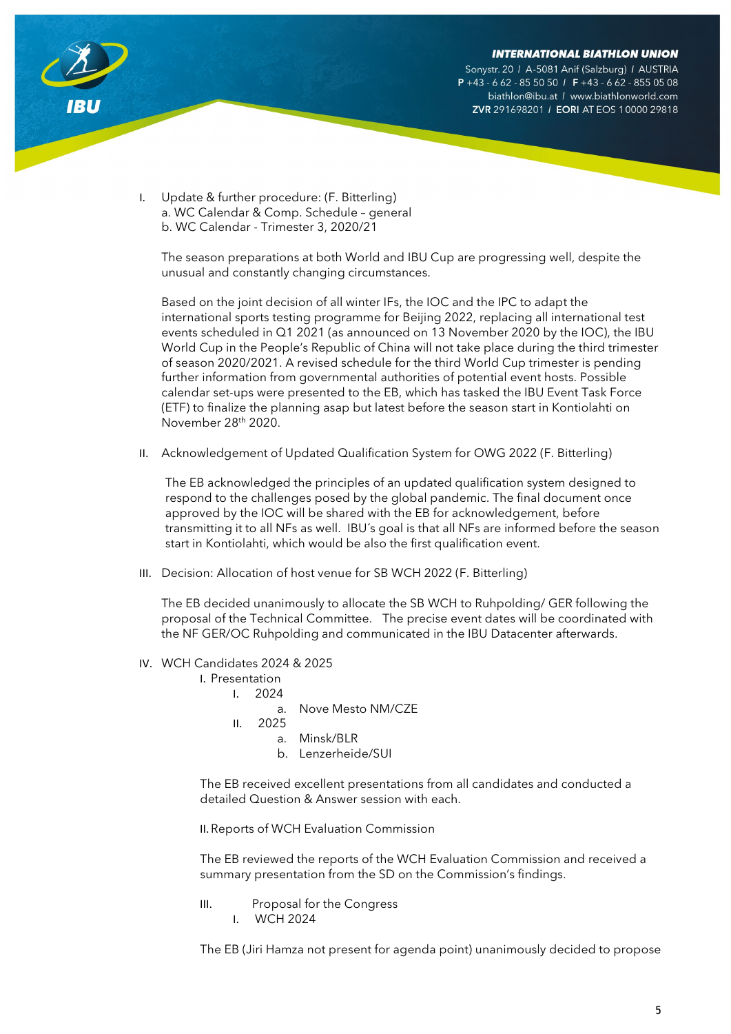I. Update & further procedure: (F. Bitterling)
   a. WC Calendar & Comp. Schedule – general
   b. WC Calendar - Trimester 3, 2020/21

   The season preparations at both World and IBU Cup are progressing well, despite the unusual and constantly changing circumstances.

   Based on the joint decision of all winter IFs, the IOC and the IPC to adapt the international sports testing programme for Beijing 2022, replacing all international test events scheduled in Q1 2021 (as announced on 13 November 2020 by the IOC), the IBU World Cup in the People's Republic of China will not take place during the third trimester of season 2020/2021. A revised schedule for the third World Cup trimester is pending further information from governmental authorities of potential event hosts. Possible calendar set-ups were presented to the EB, which has tasked the IBU Event Task Force (ETF) to finalize the planning asap but latest before the season start in Kontiolahti on November 28th 2020.

II. Acknowledgement of Updated Qualification System for OWG 2022 (F. Bitterling)

   The EB acknowledged the principles of an updated qualification system designed to respond to the challenges posed by the global pandemic. The final document once approved by the IOC will be shared with the EB for acknowledgement, before transmitting it to all NFs as well. IBU´s goal is that all NFs are informed before the season start in Kontiolahti, which would be also the first qualification event.

III. Decision: Allocation of host venue for SB WCH 2022 (F. Bitterling)

   The EB decided unanimously to allocate the SB WCH to Ruhpolding/ GER following the proposal of the Technical Committee. The precise event dates will be coordinated with the NF GER/OC Ruhpolding and communicated in the IBU Datacenter afterwards.

IV. WCH Candidates 2024 & 2025
   I. Presentation
      I. 2024
         a. Nove Mesto NM/CZE
      II. 2025
         a. Minsk/BLR
         b. Lenzerheide/SUI

   The EB received excellent presentations from all candidates and conducted a detailed Question & Answer session with each.

   II. Reports of WCH Evaluation Commission

   The EB reviewed the reports of the WCH Evaluation Commission and received a summary presentation from the SD on the Commission's findings.

   III. Proposal for the Congress
      I. WCH 2024

   The EB (Jiri Hamza not present for agenda point) unanimously decided to propose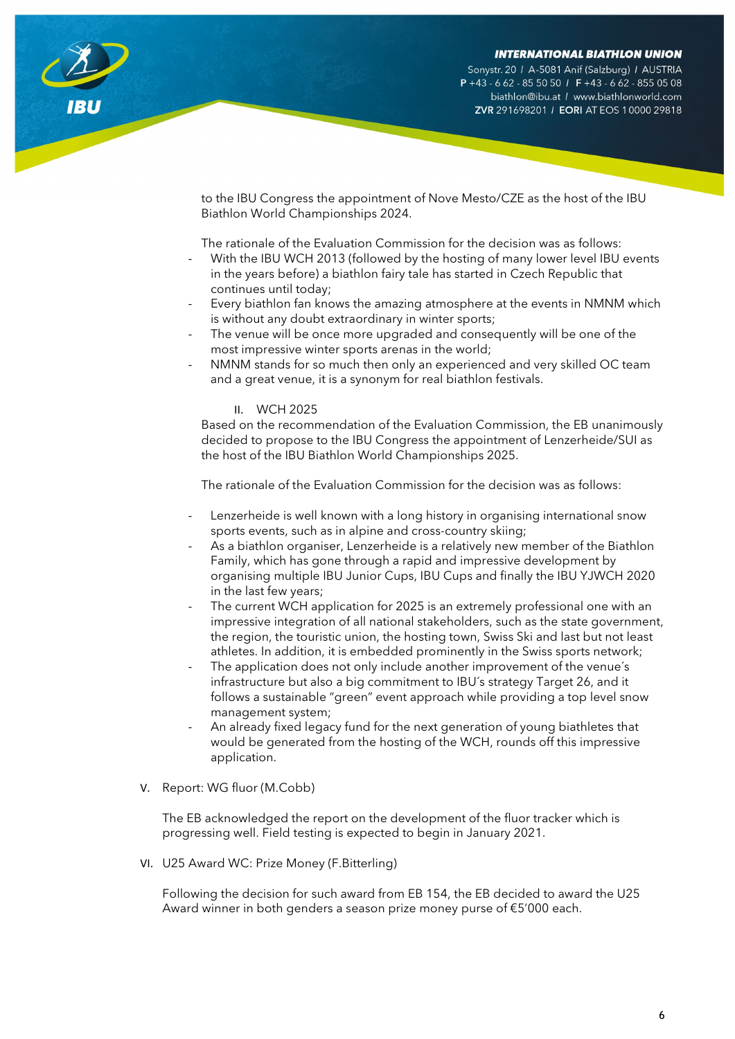to the IBU Congress the appointment of Nove Mesto/CZE as the host of the IBU Biathlon World Championships 2024.

The rationale of the Evaluation Commission for the decision was as follows:

- With the IBU WCH 2013 (followed by the hosting of many lower level IBU events in the years before) a biathlon fairy tale has started in Czech Republic that continues until today;
- Every biathlon fan knows the amazing atmosphere at the events in NMNM which is without any doubt extraordinary in winter sports;
- The venue will be once more upgraded and consequently will be one of the most impressive winter sports arenas in the world;
- NMNM stands for so much then only an experienced and very skilled OC team and a great venue, it is a synonym for real biathlon festivals.

II. WCH 2025

Based on the recommendation of the Evaluation Commission, the EB unanimously decided to propose to the IBU Congress the appointment of Lenzerheide/SUI as the host of the IBU Biathlon World Championships 2025.

The rationale of the Evaluation Commission for the decision was as follows:

- Lenzerheide is well known with a long history in organising international snow sports events, such as in alpine and cross-country skiing;
- As a biathlon organiser, Lenzerheide is a relatively new member of the Biathlon Family, which has gone through a rapid and impressive development by organising multiple IBU Junior Cups, IBU Cups and finally the IBU YJWCH 2020 in the last few years;
- The current WCH application for 2025 is an extremely professional one with an impressive integration of all national stakeholders, such as the state government, the region, the touristic union, the hosting town, Swiss Ski and last but not least athletes. In addition, it is embedded prominently in the Swiss sports network;
- The application does not only include another improvement of the venue´s infrastructure but also a big commitment to IBU´s strategy Target 26, and it follows a sustainable "green" event approach while providing a top level snow management system;
- An already fixed legacy fund for the next generation of young biathletes that would be generated from the hosting of the WCH, rounds off this impressive application.

V. Report: WG fluor (M.Cobb)

The EB acknowledged the report on the development of the fluor tracker which is progressing well. Field testing is expected to begin in January 2021.

VI. U25 Award WC: Prize Money (F.Bitterling)

Following the decision for such award from EB 154, the EB decided to award the U25 Award winner in both genders a season prize money purse of €5'000 each.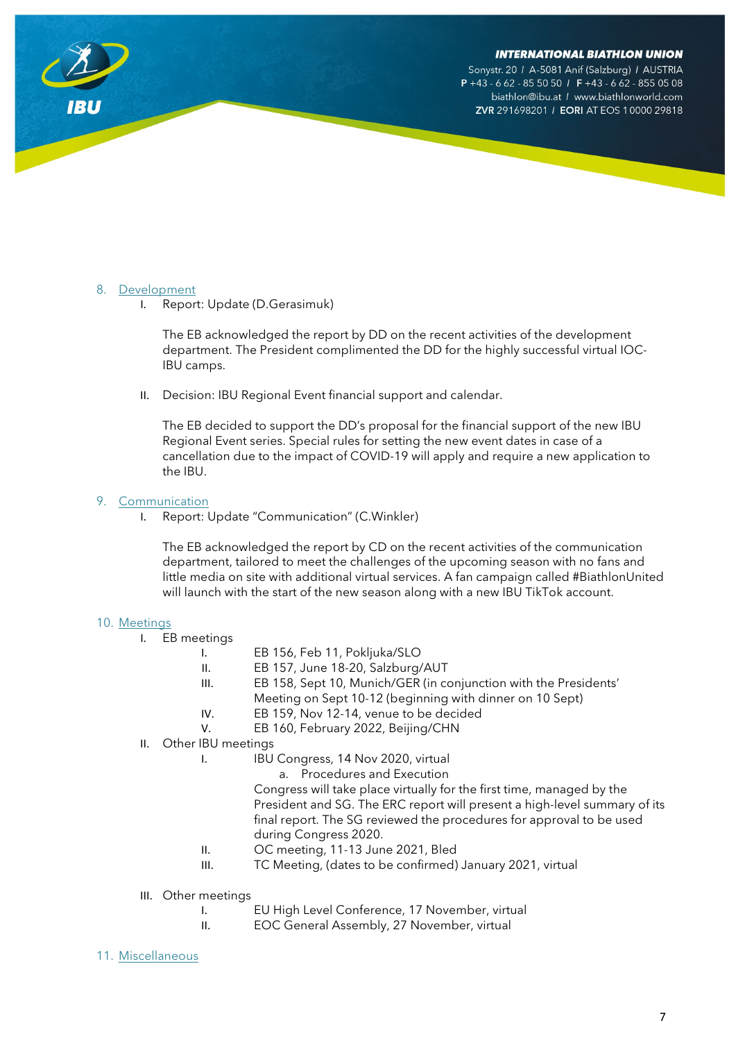8. Development

   I. Report: Update (D.Gerasimuk)

      The EB acknowledged the report by DD on the recent activities of the development department. The President complimented the DD for the highly successful virtual IOC-IBU camps.

   II. Decision: IBU Regional Event financial support and calendar.

      The EB decided to support the DD's proposal for the financial support of the new IBU Regional Event series. Special rules for setting the new event dates in case of a cancellation due to the impact of COVID-19 will apply and require a new application to the IBU.

9. Communication

   I. Report: Update "Communication" (C.Winkler)

      The EB acknowledged the report by CD on the recent activities of the communication department, tailored to meet the challenges of the upcoming season with no fans and little media on site with additional virtual services. A fan campaign called #BiathlonUnited will launch with the start of the new season along with a new IBU TikTok account.

10. Meetings

   I. EB meetings
      - I. EB 156, Feb 11, Pokljuka/SLO
      - II. EB 157, June 18-20, Salzburg/AUT
      - III. EB 158, Sept 10, Munich/GER (in conjunction with the Presidents' Meeting on Sept 10-12 (beginning with dinner on 10 Sept)
      - IV. EB 159, Nov 12-14, venue to be decided
      - V. EB 160, February 2022, Beijing/CHN

   II. Other IBU meetings
      - I. IBU Congress, 14 Nov 2020, virtual
         - a. Procedures and Execution

         Congress will take place virtually for the first time, managed by the President and SG. The ERC report will present a high-level summary of its final report. The SG reviewed the procedures for approval to be used during Congress 2020.
      - II. OC meeting, 11-13 June 2021, Bled
      - III. TC Meeting, (dates to be confirmed) January 2021, virtual

   III. Other meetings
      - I. EU High Level Conference, 17 November, virtual
      - II. EOC General Assembly, 27 November, virtual

11. Miscellaneous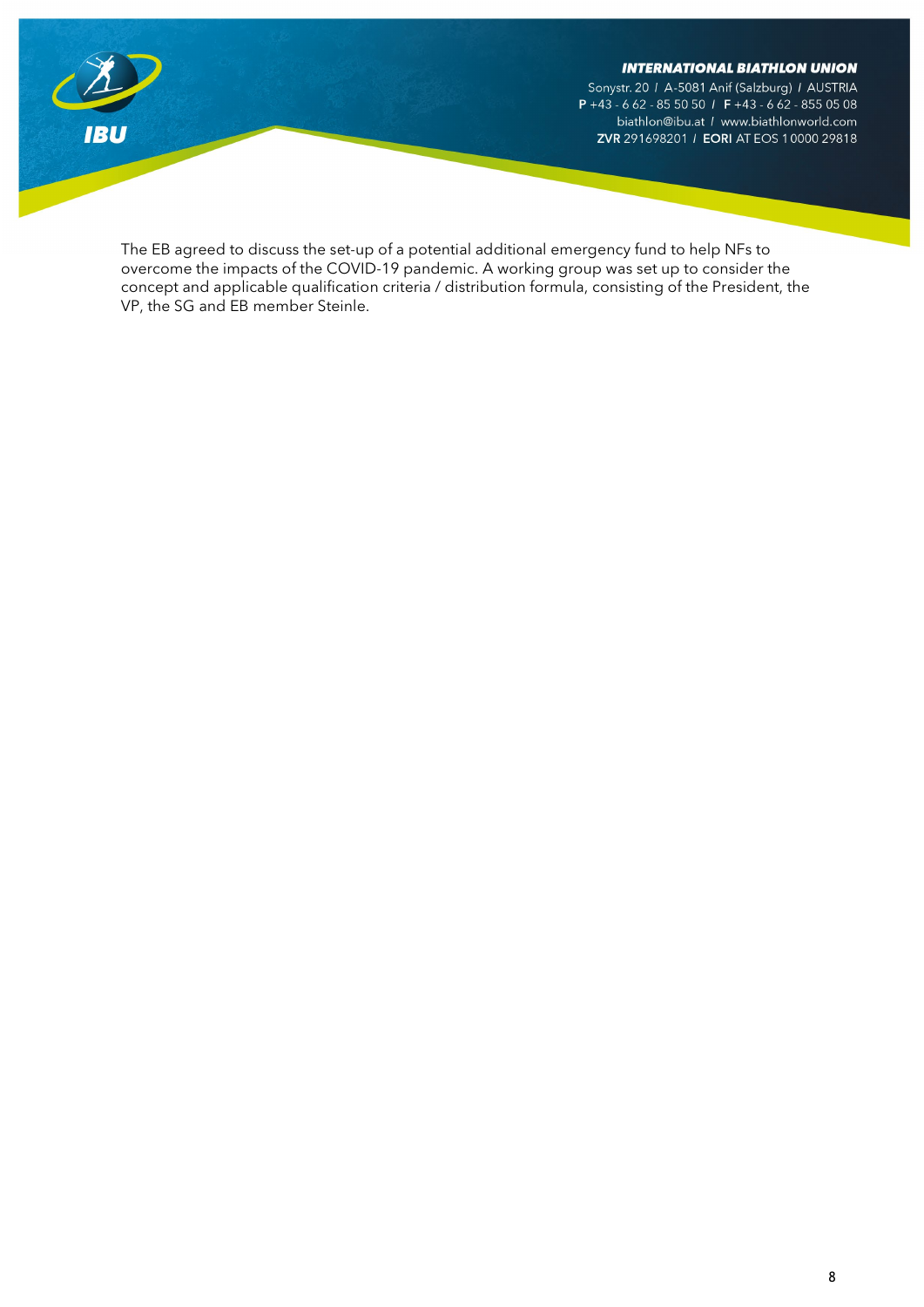The EB agreed to discuss the set-up of a potential additional emergency fund to help NFs to overcome the impacts of the COVID-19 pandemic. A working group was set up to consider the concept and applicable qualification criteria / distribution formula, consisting of the President, the VP, the SG and EB member Steinle.